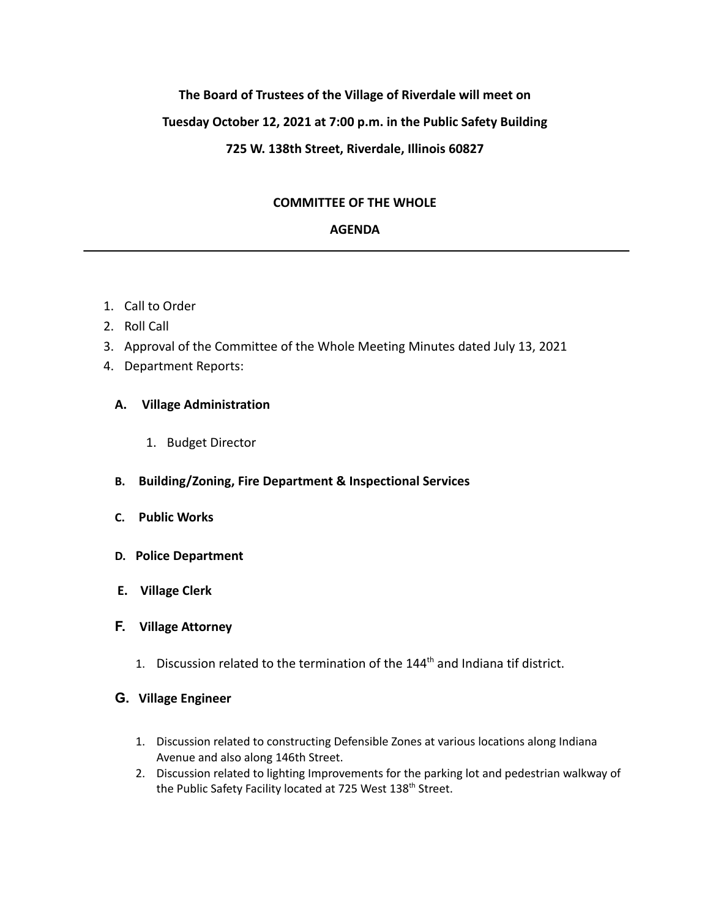**The Board of Trustees of the Village of Riverdale will meet on**

**Tuesday October 12, 2021 at 7:00 p.m. in the Public Safety Building**

**725 W. 138th Street, Riverdale, Illinois 60827**

**COMMITTEE OF THE WHOLE**

**AGENDA**

---

1. Call to Order
2. Roll Call
3. Approval of the Committee of the Whole Meeting Minutes dated July 13, 2021
4. Department Reports:

   **A. Village Administration**

      1. Budget Director

   **B. Building/Zoning, Fire Department & Inspectional Services**

   **C. Public Works**

   **D. Police Department**

   **E. Village Clerk**

   **F. Village Attorney**

      1. Discussion related to the termination of the 144th and Indiana tif district.

   **G. Village Engineer**

      1. Discussion related to constructing Defensible Zones at various locations along Indiana Avenue and also along 146th Street.
      2. Discussion related to lighting Improvements for the parking lot and pedestrian walkway of the Public Safety Facility located at 725 West 138th Street.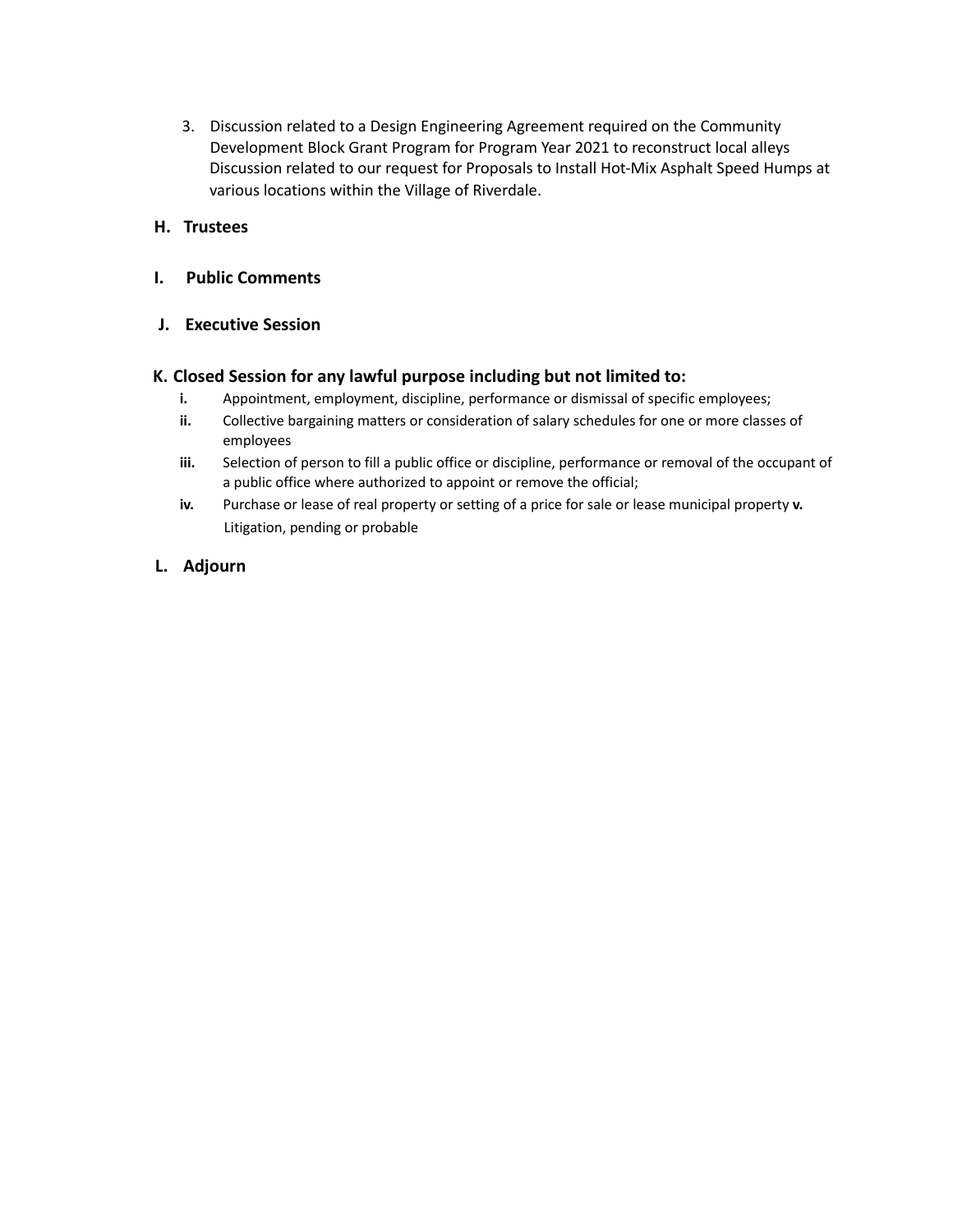3. Discussion related to a Design Engineering Agreement required on the Community Development Block Grant Program for Program Year 2021 to reconstruct local alleys Discussion related to our request for Proposals to Install Hot-Mix Asphalt Speed Humps at various locations within the Village of Riverdale.

**H. Trustees**

**I. Public Comments**

**J. Executive Session**

**K. Closed Session for any lawful purpose including but not limited to:**

- **i.** Appointment, employment, discipline, performance or dismissal of specific employees;
- **ii.** Collective bargaining matters or consideration of salary schedules for one or more classes of employees
- **iii.** Selection of person to fill a public office or discipline, performance or removal of the occupant of a public office where authorized to appoint or remove the official;
- **iv.** Purchase or lease of real property or setting of a price for sale or lease municipal property **v.** Litigation, pending or probable

**L. Adjourn**